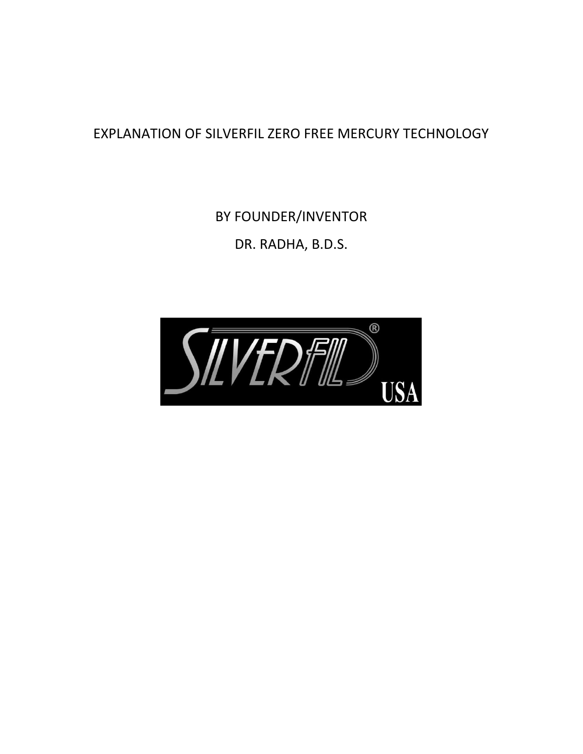# EXPLANATION OF SILVERFIL ZERO FREE MERCURY TECHNOLOGY

BY FOUNDER/INVENTOR

DR. RADHA, B.D.S.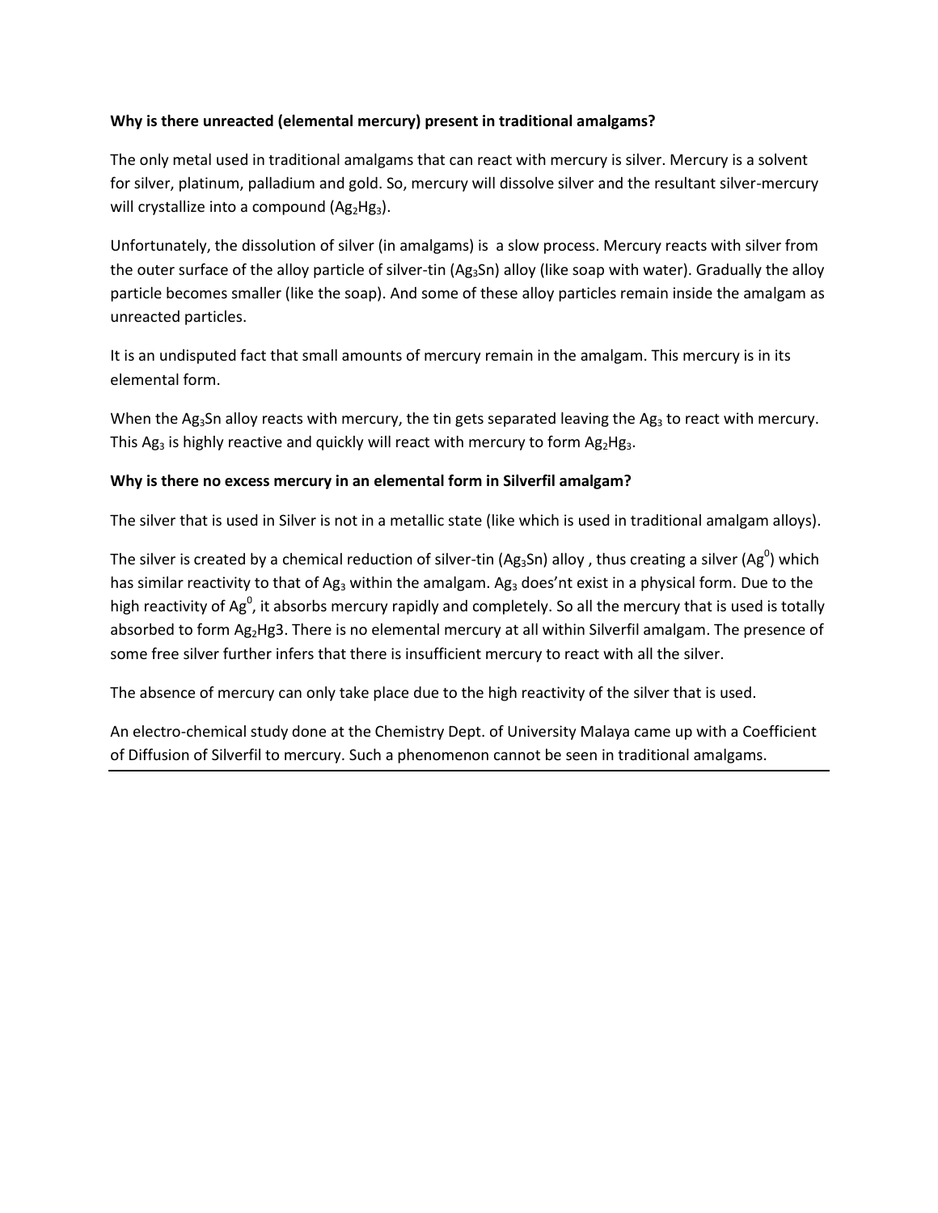**Why is there unreacted (elemental mercury) present in traditional amalgams?**

The only metal used in traditional amalgams that can react with mercury is silver. Mercury is a solvent for silver, platinum, palladium and gold. So, mercury will dissolve silver and the resultant silver-mercury will crystallize into a compound ($Ag_2Hg_3$).

Unfortunately, the dissolution of silver (in amalgams) is a slow process. Mercury reacts with silver from the outer surface of the alloy particle of silver-tin ($Ag_3Sn$) alloy (like soap with water). Gradually the alloy particle becomes smaller (like the soap). And some of these alloy particles remain inside the amalgam as unreacted particles.

It is an undisputed fact that small amounts of mercury remain in the amalgam. This mercury is in its elemental form.

When the $Ag_3Sn$ alloy reacts with mercury, the tin gets separated leaving the $Ag_3$ to react with mercury. This $Ag_3$ is highly reactive and quickly will react with mercury to form $Ag_2Hg_3$.

**Why is there no excess mercury in an elemental form in Silverfil amalgam?**

The silver that is used in Silver is not in a metallic state (like which is used in traditional amalgam alloys).

The silver is created by a chemical reduction of silver-tin ($Ag_3Sn$) alloy , thus creating a silver ($Ag^0$) which has similar reactivity to that of $Ag_3$ within the amalgam. $Ag_3$ does'nt exist in a physical form. Due to the high reactivity of $Ag^0$, it absorbs mercury rapidly and completely. So all the mercury that is used is totally absorbed to form $Ag_2Hg3$. There is no elemental mercury at all within Silverfil amalgam. The presence of some free silver further infers that there is insufficient mercury to react with all the silver.

The absence of mercury can only take place due to the high reactivity of the silver that is used.

An electro-chemical study done at the Chemistry Dept. of University Malaya came up with a Coefficient of Diffusion of Silverfil to mercury. Such a phenomenon cannot be seen in traditional amalgams.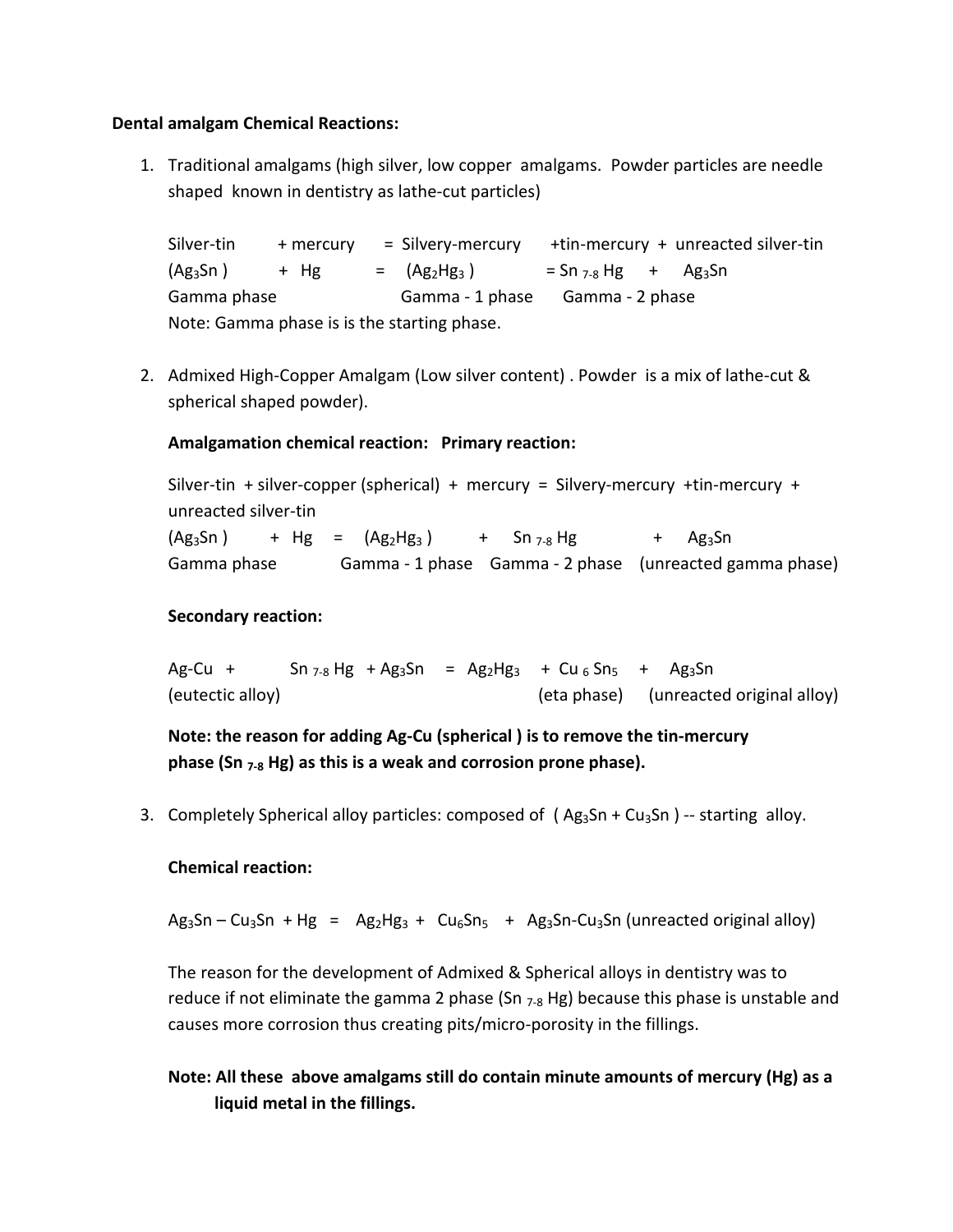**Dental amalgam Chemical Reactions:**

1. Traditional amalgams (high silver, low copper amalgams. Powder particles are needle shaped known in dentistry as lathe-cut particles)

   Silver-tin + mercury = Silvery-mercury +tin-mercury + unreacted silver-tin

   ($Ag_3Sn$ ) + Hg = ($Ag_2Hg_3$ ) = $Sn_{7\text{-}8}$ Hg + $Ag_3Sn$

   Gamma phase Gamma - 1 phase Gamma - 2 phase

   Note: Gamma phase is is the starting phase.

2. Admixed High-Copper Amalgam (Low silver content) . Powder is a mix of lathe-cut & spherical shaped powder).

   **Amalgamation chemical reaction: Primary reaction:**

   Silver-tin + silver-copper (spherical) + mercury = Silvery-mercury +tin-mercury + unreacted silver-tin

   ($Ag_3Sn$ ) + Hg = ($Ag_2Hg_3$ ) + $Sn_{7\text{-}8}$ Hg + $Ag_3Sn$

   Gamma phase Gamma - 1 phase Gamma - 2 phase (unreacted gamma phase)

   **Secondary reaction:**

   Ag-Cu + $Sn_{7\text{-}8}$ Hg + $Ag_3Sn$ = $Ag_2Hg_3$ + $Cu_6Sn_5$ + $Ag_3Sn$

   (eutectic alloy) (eta phase) (unreacted original alloy)

   **Note: the reason for adding Ag-Cu (spherical ) is to remove the tin-mercury phase ($Sn_{7\text{-}8}$ Hg) as this is a weak and corrosion prone phase).**

3. Completely Spherical alloy particles: composed of ( $Ag_3Sn$ + $Cu_3Sn$ ) -- starting alloy.

   **Chemical reaction:**

   $Ag_3Sn$ – $Cu_3Sn$ + Hg = $Ag_2Hg_3$ + $Cu_6Sn_5$ + $Ag_3Sn$-$Cu_3Sn$ (unreacted original alloy)

   The reason for the development of Admixed & Spherical alloys in dentistry was to reduce if not eliminate the gamma 2 phase ($Sn_{7\text{-}8}$ Hg) because this phase is unstable and causes more corrosion thus creating pits/micro-porosity in the fillings.

   **Note: All these above amalgams still do contain minute amounts of mercury (Hg) as a liquid metal in the fillings.**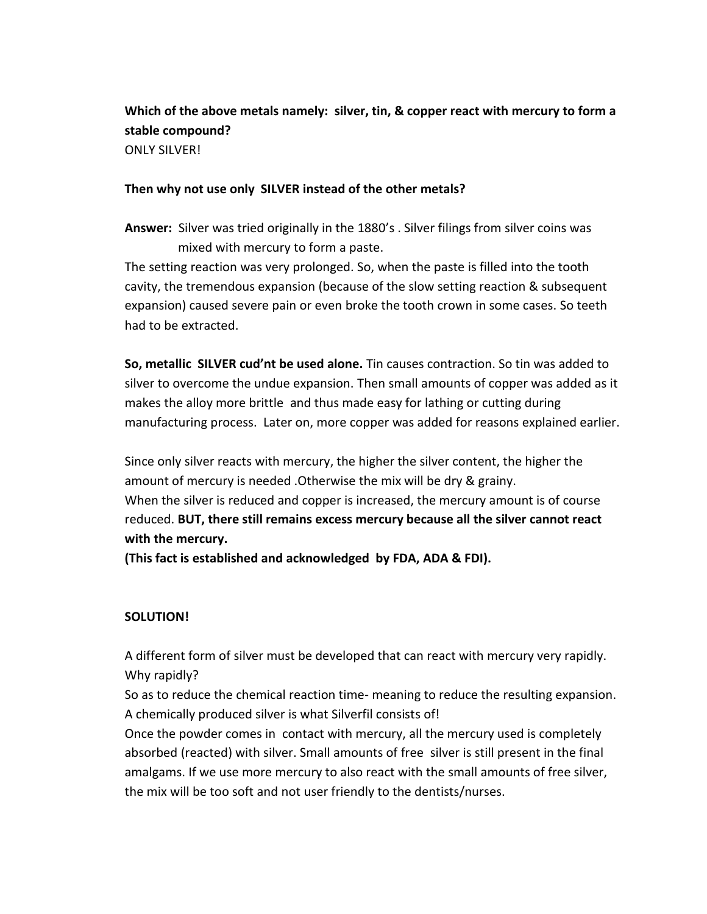**Which of the above metals namely: silver, tin, & copper react with mercury to form a stable compound?**
ONLY SILVER!

**Then why not use only SILVER instead of the other metals?**

**Answer:** Silver was tried originally in the 1880's . Silver filings from silver coins was mixed with mercury to form a paste.
The setting reaction was very prolonged. So, when the paste is filled into the tooth cavity, the tremendous expansion (because of the slow setting reaction & subsequent expansion) caused severe pain or even broke the tooth crown in some cases. So teeth had to be extracted.

**So, metallic SILVER cud'nt be used alone.** Tin causes contraction. So tin was added to silver to overcome the undue expansion. Then small amounts of copper was added as it makes the alloy more brittle and thus made easy for lathing or cutting during manufacturing process. Later on, more copper was added for reasons explained earlier.

Since only silver reacts with mercury, the higher the silver content, the higher the amount of mercury is needed .Otherwise the mix will be dry & grainy.
When the silver is reduced and copper is increased, the mercury amount is of course reduced. **BUT, there still remains excess mercury because all the silver cannot react with the mercury.**
**(This fact is established and acknowledged by FDA, ADA & FDI).**

**SOLUTION!**

A different form of silver must be developed that can react with mercury very rapidly. Why rapidly?
So as to reduce the chemical reaction time- meaning to reduce the resulting expansion.
A chemically produced silver is what Silverfil consists of!
Once the powder comes in contact with mercury, all the mercury used is completely absorbed (reacted) with silver. Small amounts of free silver is still present in the final amalgams. If we use more mercury to also react with the small amounts of free silver, the mix will be too soft and not user friendly to the dentists/nurses.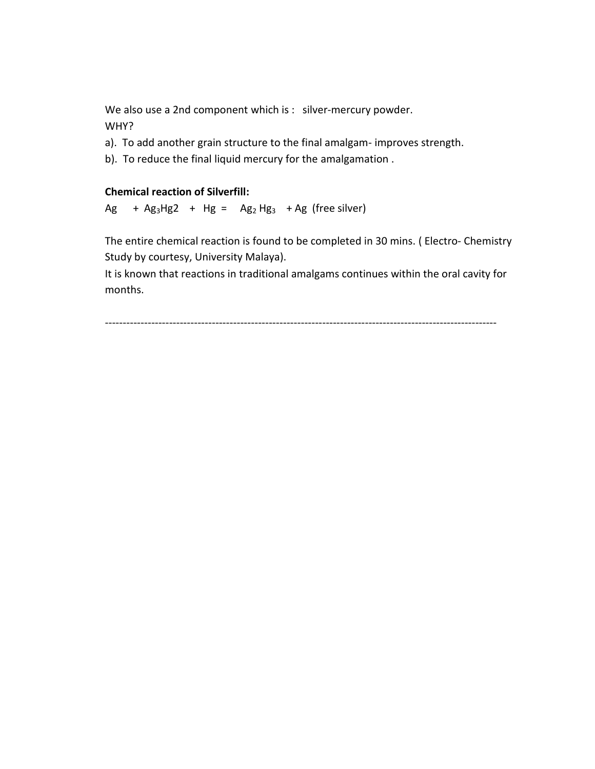We also use a 2nd component which is : silver-mercury powder.
WHY?

a). To add another grain structure to the final amalgam- improves strength.

b). To reduce the final liquid mercury for the amalgamation .

**Chemical reaction of Silverfill:**

$Ag + Ag_3Hg2 + Hg = Ag_2 Hg_3 + Ag$ (free silver)

The entire chemical reaction is found to be completed in 30 mins. ( Electro- Chemistry Study by courtesy, University Malaya).
It is known that reactions in traditional amalgams continues within the oral cavity for months.

---